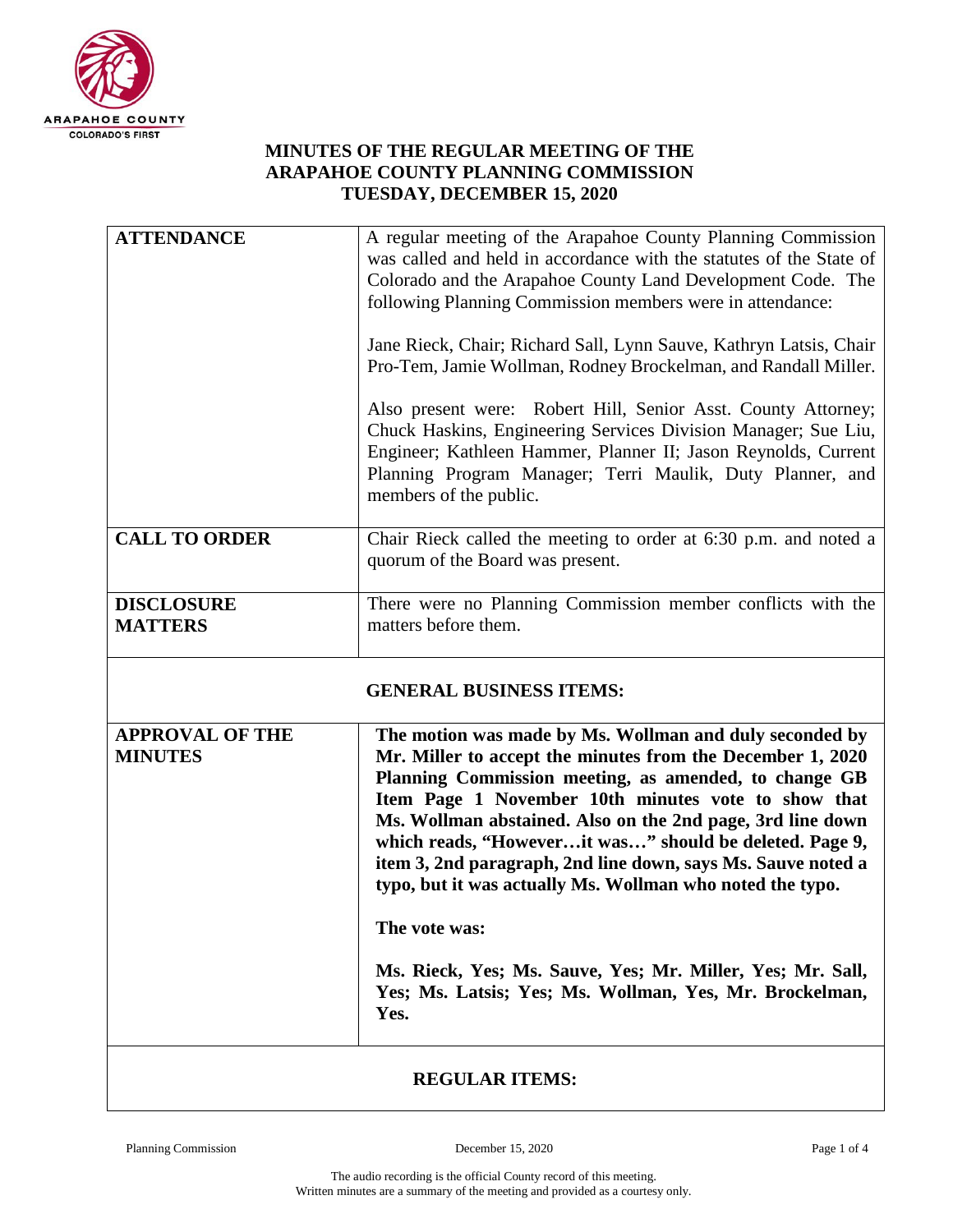# MINUTES OF THE REGULAR MEETING OF THE ARAPAHOE COUNTY PLANNING COMMISSION TUESDAY, DECEMBER 15, 2020

| | |
|---|---|
| **ATTENDANCE** | A regular meeting of the Arapahoe County Planning Commission was called and held in accordance with the statutes of the State of Colorado and the Arapahoe County Land Development Code. The following Planning Commission members were in attendance:<br><br>Jane Rieck, Chair; Richard Sall, Lynn Sauve, Kathryn Latsis, Chair Pro-Tem, Jamie Wollman, Rodney Brockelman, and Randall Miller.<br><br>Also present were: Robert Hill, Senior Asst. County Attorney; Chuck Haskins, Engineering Services Division Manager; Sue Liu, Engineer; Kathleen Hammer, Planner II; Jason Reynolds, Current Planning Program Manager; Terri Maulik, Duty Planner, and members of the public. |
| **CALL TO ORDER** | Chair Rieck called the meeting to order at 6:30 p.m. and noted a quorum of the Board was present. |
| **DISCLOSURE MATTERS** | There were no Planning Commission member conflicts with the matters before them. |
| **GENERAL BUSINESS ITEMS:** | |
| **APPROVAL OF THE MINUTES** | **The motion was made by Ms. Wollman and duly seconded by Mr. Miller to accept the minutes from the December 1, 2020 Planning Commission meeting, as amended, to change GB Item Page 1 November 10th minutes vote to show that Ms. Wollman abstained. Also on the 2nd page, 3rd line down which reads, "However…it was…" should be deleted. Page 9, item 3, 2nd paragraph, 2nd line down, says Ms. Sauve noted a typo, but it was actually Ms. Wollman who noted the typo.**<br><br>**The vote was:**<br><br>**Ms. Rieck, Yes; Ms. Sauve, Yes; Mr. Miller, Yes; Mr. Sall, Yes; Ms. Latsis; Yes; Ms. Wollman, Yes, Mr. Brockelman, Yes.** |
| **REGULAR ITEMS:** | |

The audio recording is the official County record of this meeting.
Written minutes are a summary of the meeting and provided as a courtesy only.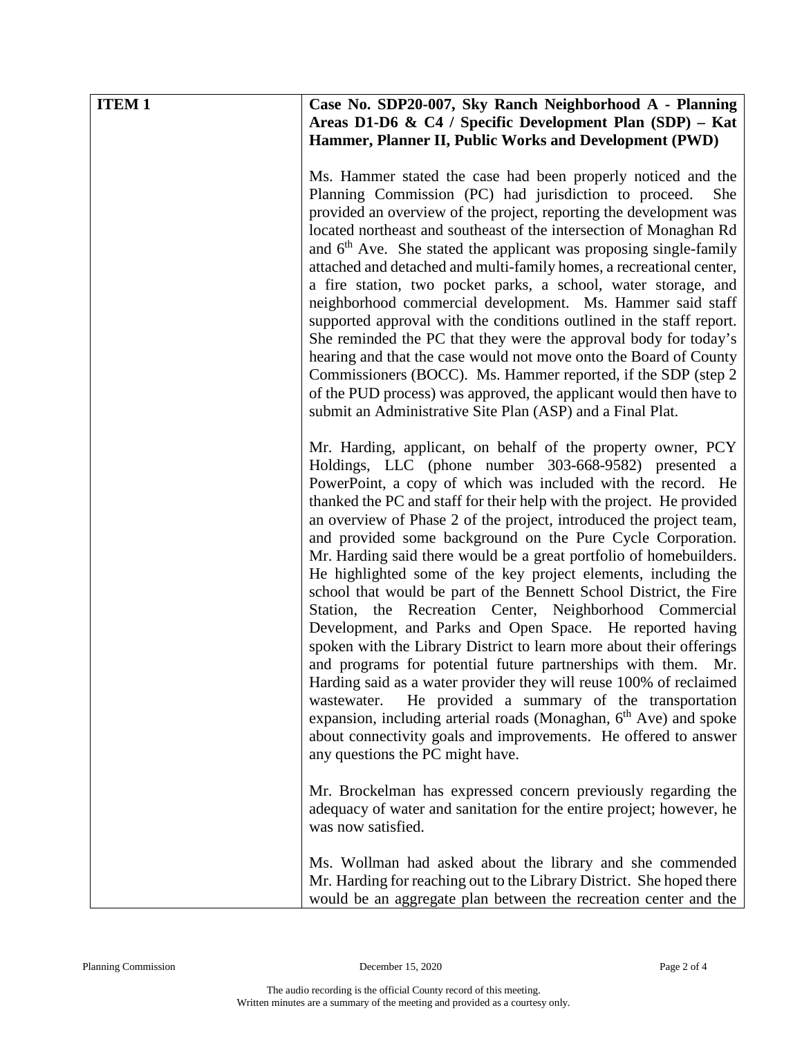| ITEM 1 | Case No. SDP20-007, Sky Ranch Neighborhood A - Planning Areas D1-D6 & C4 / Specific Development Plan (SDP) – Kat Hammer, Planner II, Public Works and Development (PWD) |
|---|---|
| | Ms. Hammer stated the case had been properly noticed and the Planning Commission (PC) had jurisdiction to proceed. She provided an overview of the project, reporting the development was located northeast and southeast of the intersection of Monaghan Rd and 6th Ave. She stated the applicant was proposing single-family attached and detached and multi-family homes, a recreational center, a fire station, two pocket parks, a school, water storage, and neighborhood commercial development. Ms. Hammer said staff supported approval with the conditions outlined in the staff report. She reminded the PC that they were the approval body for today's hearing and that the case would not move onto the Board of County Commissioners (BOCC). Ms. Hammer reported, if the SDP (step 2 of the PUD process) was approved, the applicant would then have to submit an Administrative Site Plan (ASP) and a Final Plat. |
| | Mr. Harding, applicant, on behalf of the property owner, PCY Holdings, LLC (phone number 303-668-9582) presented a PowerPoint, a copy of which was included with the record. He thanked the PC and staff for their help with the project. He provided an overview of Phase 2 of the project, introduced the project team, and provided some background on the Pure Cycle Corporation. Mr. Harding said there would be a great portfolio of homebuilders. He highlighted some of the key project elements, including the school that would be part of the Bennett School District, the Fire Station, the Recreation Center, Neighborhood Commercial Development, and Parks and Open Space. He reported having spoken with the Library District to learn more about their offerings and programs for potential future partnerships with them. Mr. Harding said as a water provider they will reuse 100% of reclaimed wastewater. He provided a summary of the transportation expansion, including arterial roads (Monaghan, 6th Ave) and spoke about connectivity goals and improvements. He offered to answer any questions the PC might have. |
| | Mr. Brockelman has expressed concern previously regarding the adequacy of water and sanitation for the entire project; however, he was now satisfied. |
| | Ms. Wollman had asked about the library and she commended Mr. Harding for reaching out to the Library District. She hoped there would be an aggregate plan between the recreation center and the |

The audio recording is the official County record of this meeting.
Written minutes are a summary of the meeting and provided as a courtesy only.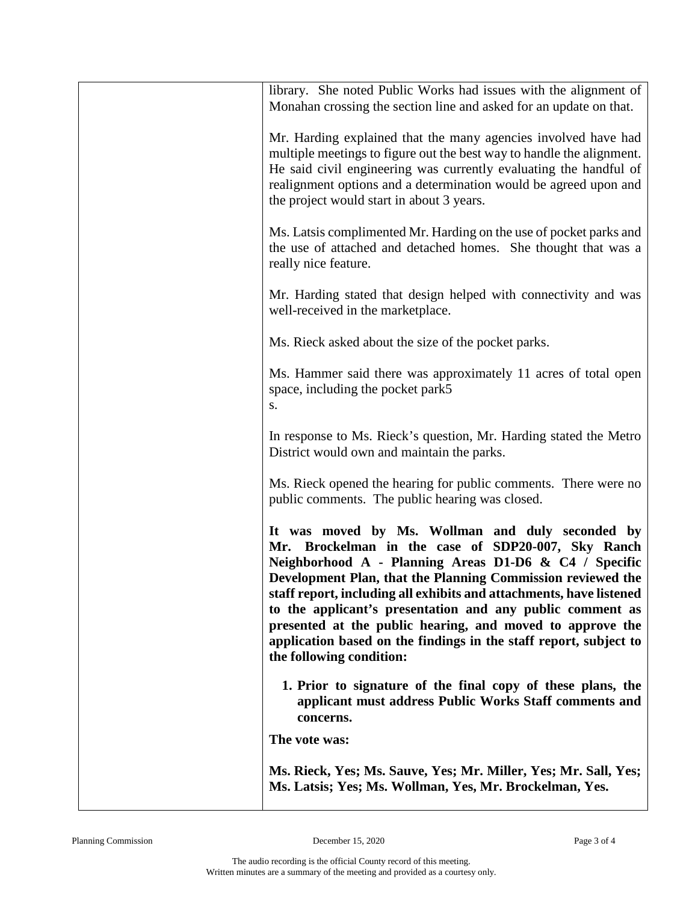library. She noted Public Works had issues with the alignment of Monahan crossing the section line and asked for an update on that.

Mr. Harding explained that the many agencies involved have had multiple meetings to figure out the best way to handle the alignment. He said civil engineering was currently evaluating the handful of realignment options and a determination would be agreed upon and the project would start in about 3 years.

Ms. Latsis complimented Mr. Harding on the use of pocket parks and the use of attached and detached homes. She thought that was a really nice feature.

Mr. Harding stated that design helped with connectivity and was well-received in the marketplace.

Ms. Rieck asked about the size of the pocket parks.

Ms. Hammer said there was approximately 11 acres of total open space, including the pocket park5
s.

In response to Ms. Rieck's question, Mr. Harding stated the Metro District would own and maintain the parks.

Ms. Rieck opened the hearing for public comments. There were no public comments. The public hearing was closed.

**It was moved by Ms. Wollman and duly seconded by Mr. Brockelman in the case of SDP20-007, Sky Ranch Neighborhood A - Planning Areas D1-D6 & C4 / Specific Development Plan, that the Planning Commission reviewed the staff report, including all exhibits and attachments, have listened to the applicant's presentation and any public comment as presented at the public hearing, and moved to approve the application based on the findings in the staff report, subject to the following condition:**

1. **Prior to signature of the final copy of these plans, the applicant must address Public Works Staff comments and concerns.**

**The vote was:**

**Ms. Rieck, Yes; Ms. Sauve, Yes; Mr. Miller, Yes; Mr. Sall, Yes; Ms. Latsis; Yes; Ms. Wollman, Yes, Mr. Brockelman, Yes.**

The audio recording is the official County record of this meeting.
Written minutes are a summary of the meeting and provided as a courtesy only.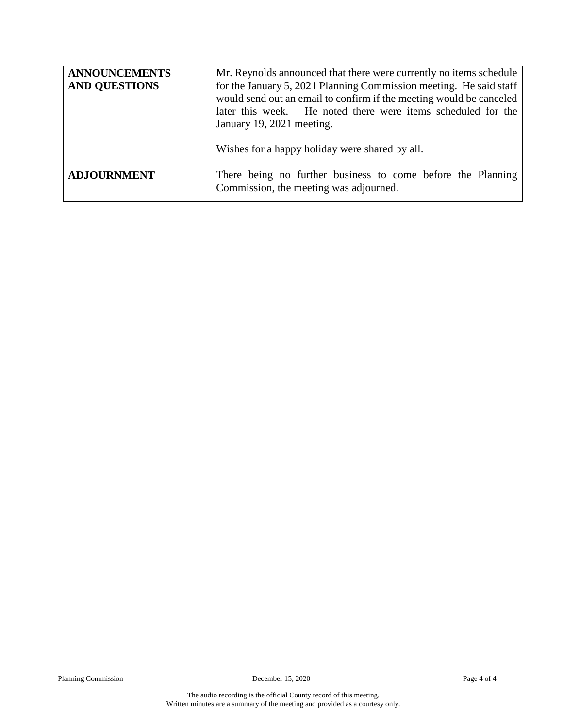| | |
|---|---|
| **ANNOUNCEMENTS AND QUESTIONS** | Mr. Reynolds announced that there were currently no items schedule for the January 5, 2021 Planning Commission meeting. He said staff would send out an email to confirm if the meeting would be canceled later this week. He noted there were items scheduled for the January 19, 2021 meeting.<br><br>Wishes for a happy holiday were shared by all. |
| **ADJOURNMENT** | There being no further business to come before the Planning Commission, the meeting was adjourned. |

The audio recording is the official County record of this meeting.
Written minutes are a summary of the meeting and provided as a courtesy only.